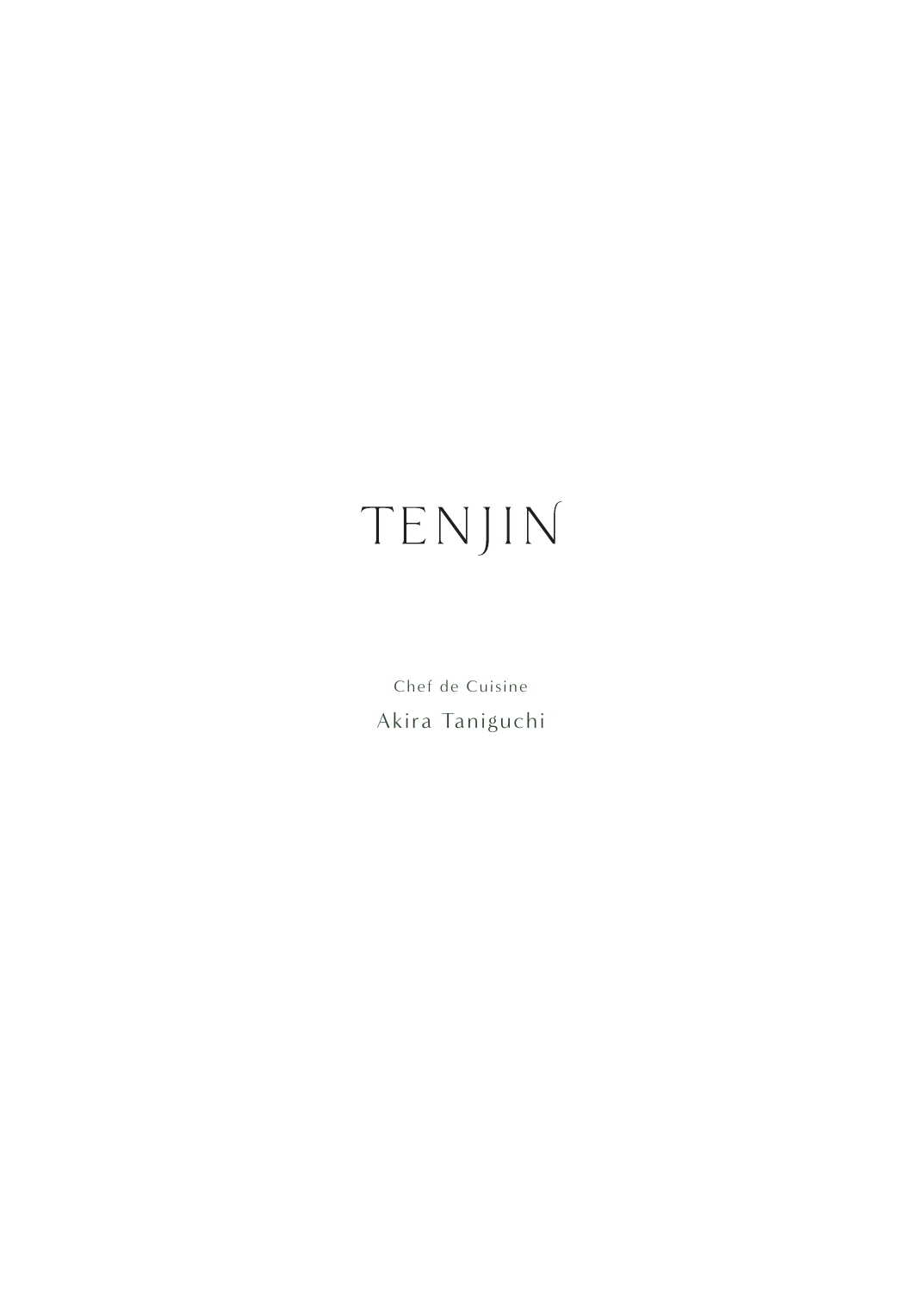# TENJIN

Chef de Cuisine

Akira Taniguchi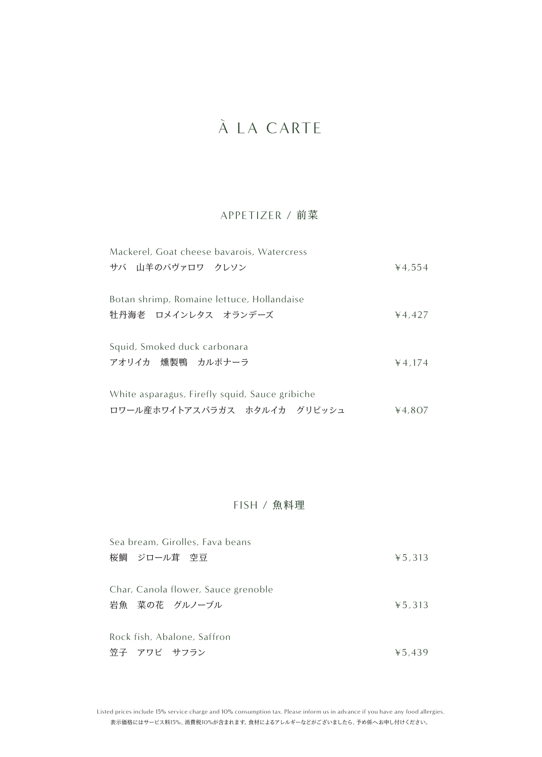# À LA CARTE

## APPETIZER / 前菜

Mackerel, Goat cheese bavarois, Watercress
サバ　山羊のババヴァロワ　クレソン　¥4,554

Botan shrimp, Romaine lettuce, Hollandaise
牡丹海老　ロメインレタス　オランデーズ　¥4,427

Squid, Smoked duck carbonara
アオリイカ　燻製鴨　カルボナーラ　¥4,174

White asparagus, Firefly squid, Sauce gribiche
ロワール産ホワイトアスパラガス　ホタルイカ　グリビッシュ　¥4,807

## FISH / 魚料理

Sea bream, Girolles, Fava beans
桜鯛　ジロール茸　空豆　¥5,313

Char, Canola flower, Sauce grenoble
岩魚　菜の花　グルノーブル　¥5,313

Rock fish, Abalone, Saffron
笠子　アワビ　サフラン　¥5,439

Listed prices include 15% service charge and 10% consumption tax. Please inform us in advance if you have any food allergies.
表示価格にはサービス料15%、消費税10%が含まれます。食材によるアレルギーなどがございましたら、予め係へお申し付けください。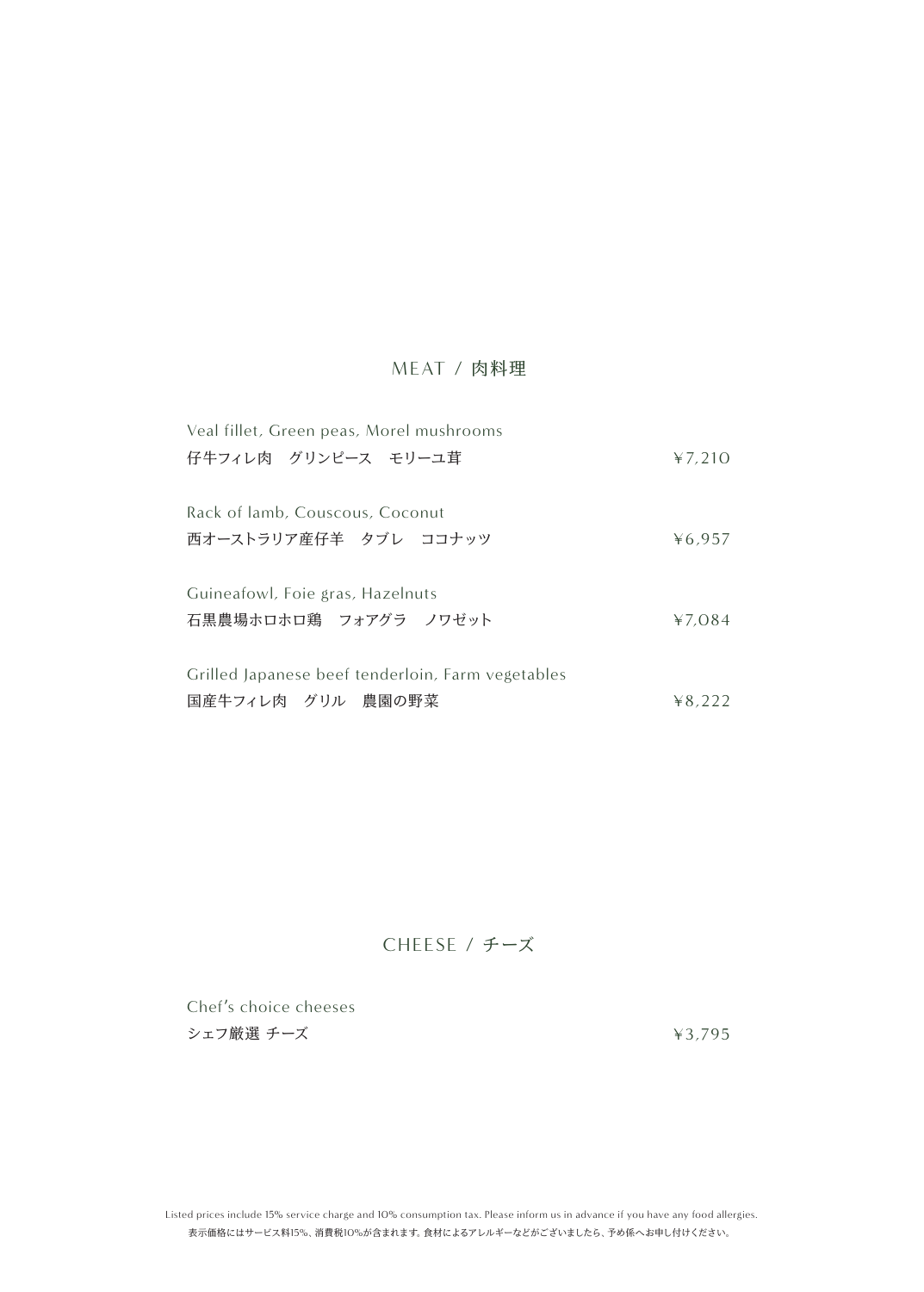## MEAT / 肉料理

Veal fillet, Green peas, Morel mushrooms
仔牛フィレ肉　グリンピース　モリーユ茸 ¥7,210

Rack of lamb, Couscous, Coconut
西オーストラリア産仔羊　タブレ　ココナッツ ¥6,957

Guineafowl, Foie gras, Hazelnuts
石黒農場ホロホロ鶏　フォアグラ　ノワゼット ¥7,084

Grilled Japanese beef tenderloin, Farm vegetables
国産牛フィレ肉　グリル　農園の野菜 ¥8,222

## CHEESE / チーズ

Chef's choice cheeses
シェフ厳選 チーズ ¥3,795

Listed prices include 15% service charge and 10% consumption tax. Please inform us in advance if you have any food allergies.
表示価格にはサービス料15%、消費税10%が含まれます。食材によるアレルギーなどがございましたら、予め係へお申し付けください。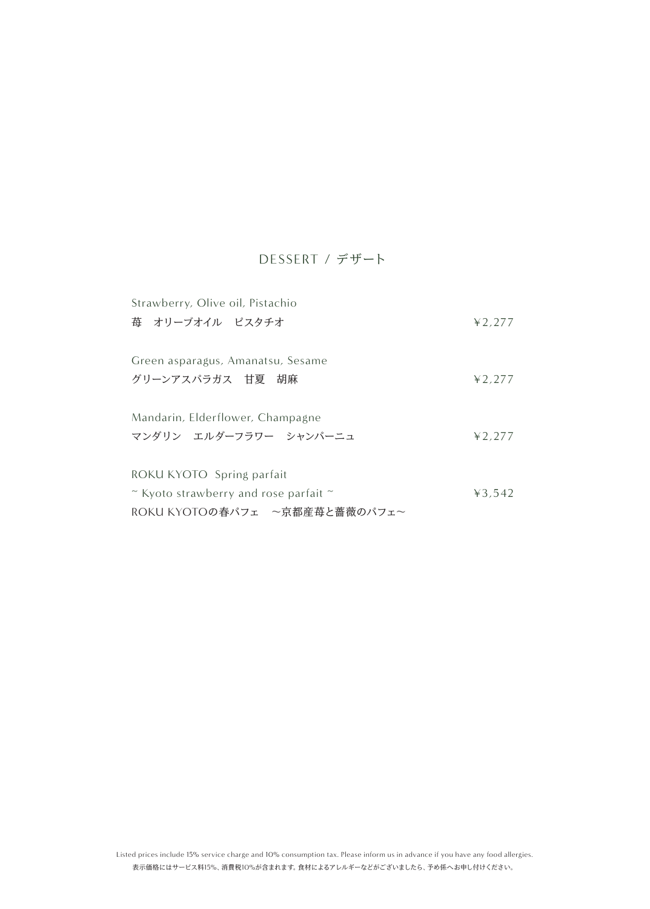# DESSERT / デザート

Strawberry, Olive oil, Pistachio
苺　オリーブオイル　ピスタチオ　¥2,277

Green asparagus, Amanatsu, Sesame
グリーンアスパラガス　甘夏　胡麻　¥2,277

Mandarin, Elderflower, Champagne
マンダリン　エルダーフラワー　シャンパーニュ　¥2,277

ROKU KYOTO Spring parfait
~ Kyoto strawberry and rose parfait ~　¥3,542
ROKU KYOTOの春パフェ　～京都産苺と薔薇のパフェ～

Listed prices include 15% service charge and 10% consumption tax. Please inform us in advance if you have any food allergies.
表示価格にはサービス料15%、消費税10%が含まれます。食材によるアレルギーなどがございましたら、予め係へお申し付けください。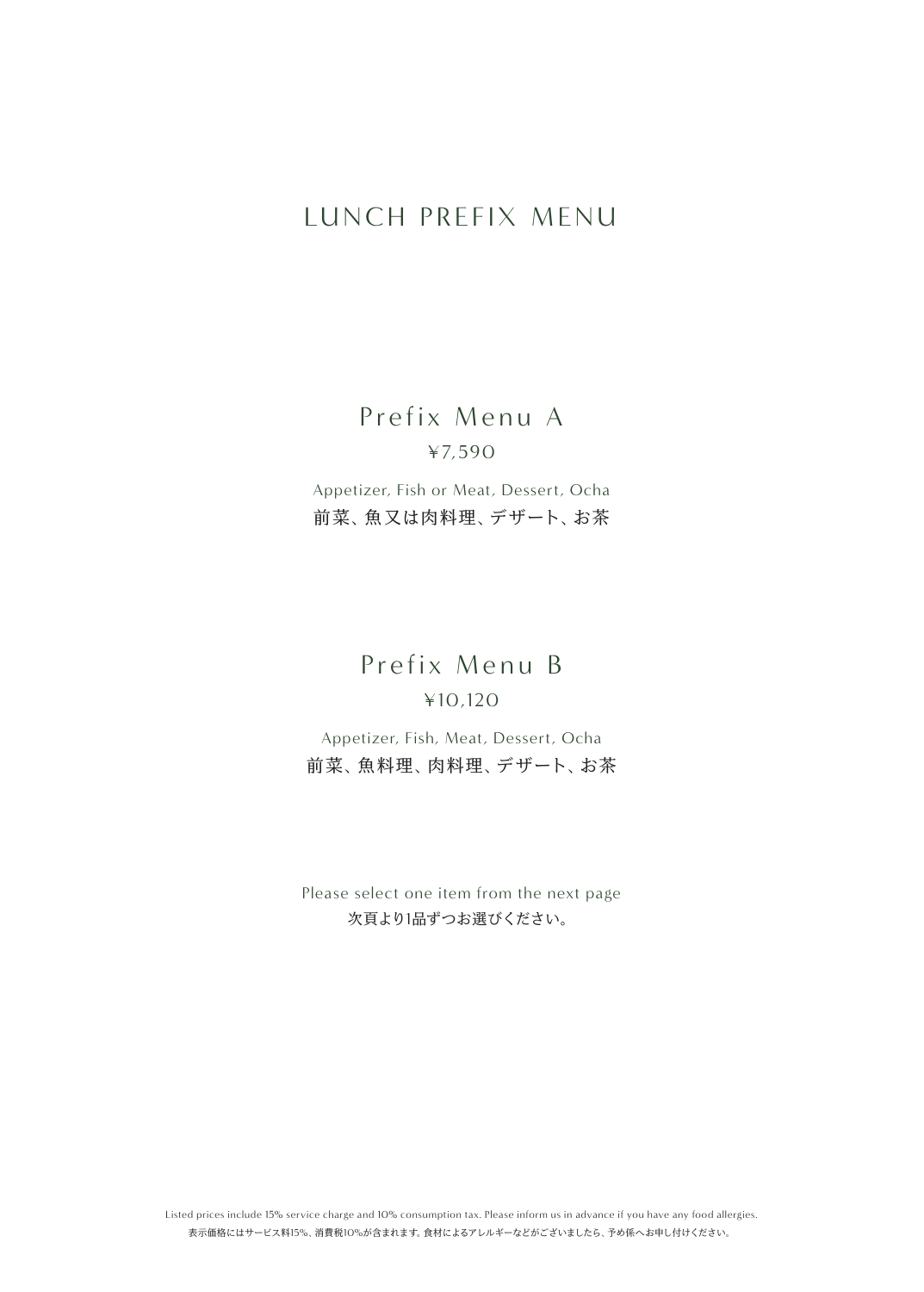# LUNCH PREFIX MENU

## Prefix Menu A

¥7,590

Appetizer, Fish or Meat, Dessert, Ocha

前菜、魚又は肉料理、デザート、お茶

## Prefix Menu B

¥10,120

Appetizer, Fish, Meat, Dessert, Ocha

前菜、魚料理、肉料理、デザート、お茶

Please select one item from the next page

次頁より1品ずつお選びください。

Listed prices include 15% service charge and 10% consumption tax. Please inform us in advance if you have any food allergies.

表示価格にはサービス料15%、消費税10%が含まれます。食材によるアレルギーなどがございましたら、予め係へお申し付けください。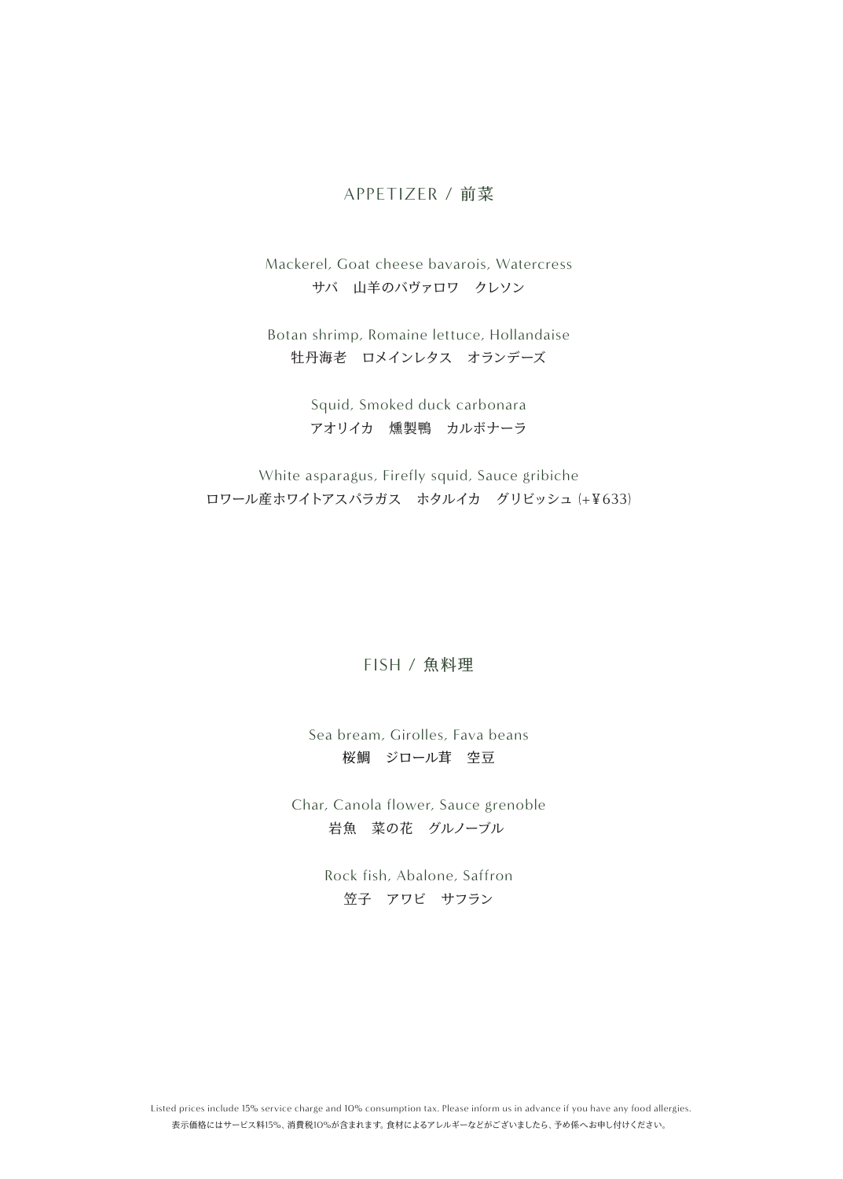## APPETIZER / 前菜

Mackerel, Goat cheese bavarois, Watercress
サバ　山羊のバヴァロワ　クレソン

Botan shrimp, Romaine lettuce, Hollandaise
牡丹海老　ロメインレタス　オランデーズ

Squid, Smoked duck carbonara
アオリイカ　燻製鴨　カルボナーラ

White asparagus, Firefly squid, Sauce gribiche
ロワール産ホワイトアスパラガス　ホタルイカ　グリビッシュ (+¥633)

## FISH / 魚料理

Sea bream, Girolles, Fava beans
桜鯛　ジロール茸　空豆

Char, Canola flower, Sauce grenoble
岩魚　菜の花　グルノーブル

Rock fish, Abalone, Saffron
笠子　アワビ　サフラン

Listed prices include 15% service charge and 10% consumption tax. Please inform us in advance if you have any food allergies.
表示価格にはサービス料15%、消費税10%が含まれます。食材によるアレルギーなどがございましたら、予め係へお申し付けください。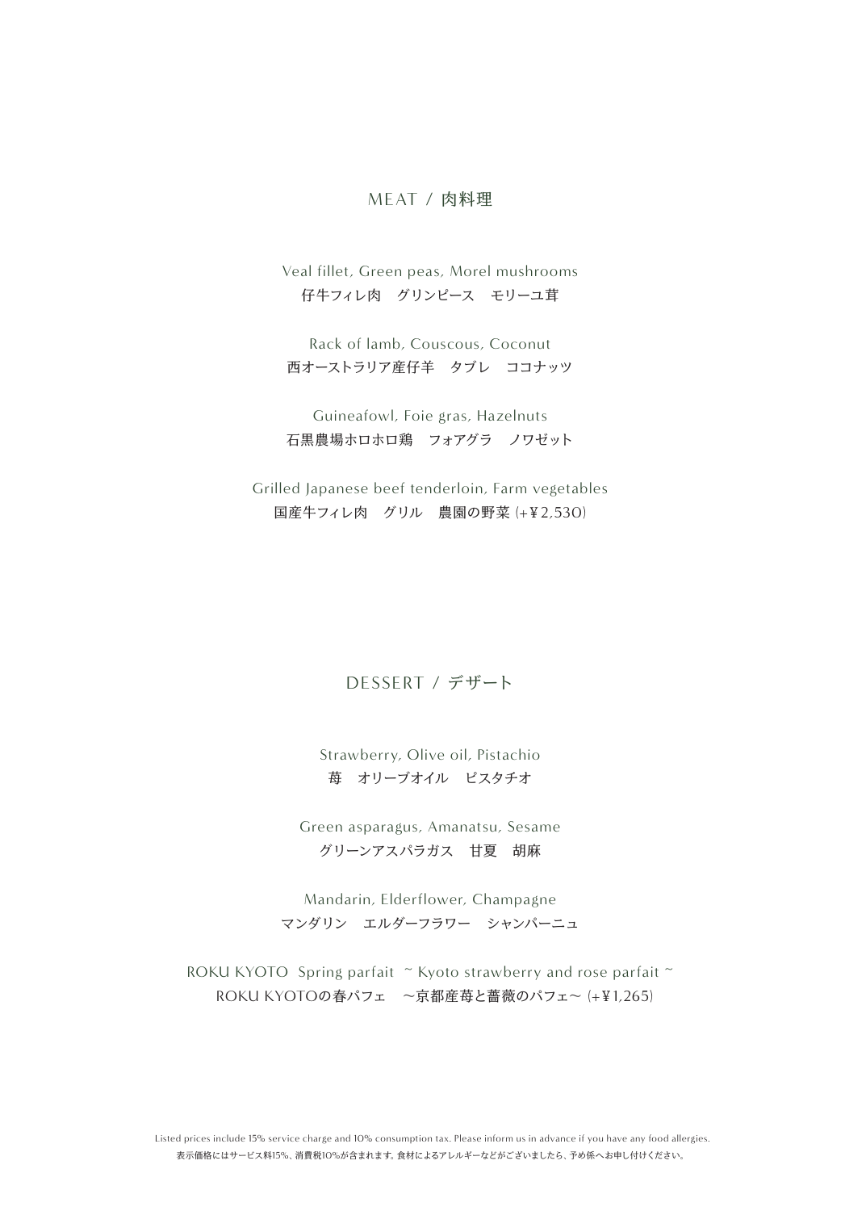## MEAT / 肉料理

Veal fillet, Green peas, Morel mushrooms
仔牛フィレ肉　グリンピース　モリーユ茸

Rack of lamb, Couscous, Coconut
西オーストラリア産仔羊　タブレ　ココナッツ

Guineafowl, Foie gras, Hazelnuts
石黒農場ホロホロ鶏　フォアグラ　ノワゼット

Grilled Japanese beef tenderloin, Farm vegetables
国産牛フィレ肉　グリル　農園の野菜 (+¥2,530)

## DESSERT / デザート

Strawberry, Olive oil, Pistachio
苺　オリーブオイル　ピスタチオ

Green asparagus, Amanatsu, Sesame
グリーンアスパラガス　甘夏　胡麻

Mandarin, Elderflower, Champagne
マンダリン　エルダーフラワー　シャンパーニュ

ROKU KYOTO Spring parfait ~ Kyoto strawberry and rose parfait ~
ROKU KYOTOの春パフェ　～京都産苺と薔薇のパフェ～ (+¥1,265)

Listed prices include 15% service charge and 10% consumption tax. Please inform us in advance if you have any food allergies.
表示価格にはサービス料15%、消費税10%が含まれます。食材によるアレルギーなどがございましたら、予め係へお申し付けください。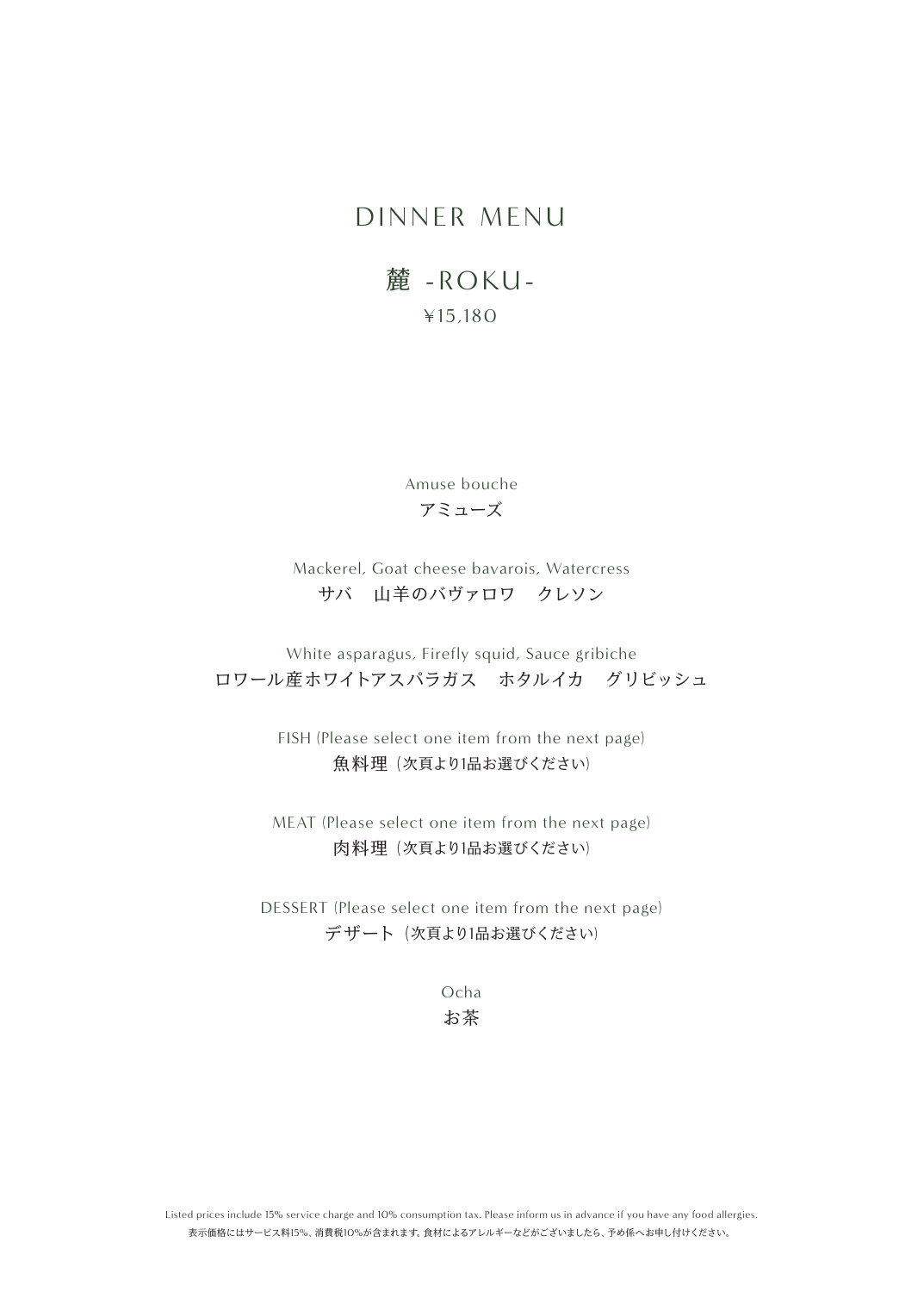# DINNER MENU

## 麓 -ROKU-

¥15,180

Amuse bouche
アミューズ

Mackerel, Goat cheese bavarois, Watercress
サバ　山羊のバヴァロワ　クレソン

White asparagus, Firefly squid, Sauce gribiche
ロワール産ホワイトアスパラガス　ホタルイカ　グリビッシュ

FISH (Please select one item from the next page)
魚料理（次頁より1品お選びください）

MEAT (Please select one item from the next page)
肉料理（次頁より1品お選びください）

DESSERT (Please select one item from the next page)
デザート（次頁より1品お選びください）

Ocha
お茶

Listed prices include 15% service charge and 10% consumption tax. Please inform us in advance if you have any food allergies.
表示価格にはサービス料15%、消費税10%が含まれます。食材によるアレルギーなどがございましたら、予め係へお申し付けください。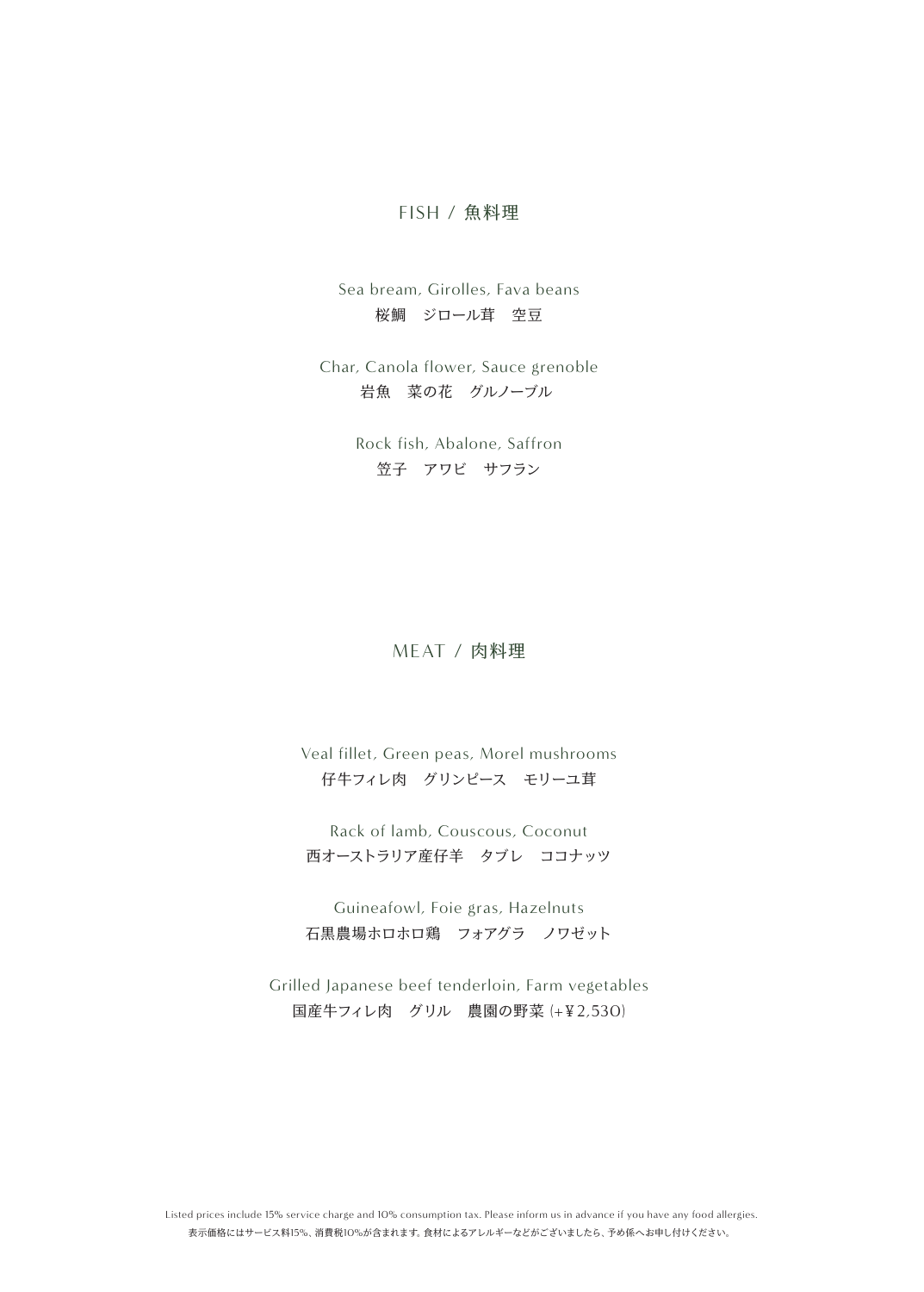## FISH / 魚料理

Sea bream, Girolles, Fava beans
桜鯛　ジロール茸　空豆

Char, Canola flower, Sauce grenoble
岩魚　菜の花　グルノーブル

Rock fish, Abalone, Saffron
笠子　アワビ　サフラン

## MEAT / 肉料理

Veal fillet, Green peas, Morel mushrooms
仔牛フィレ肉　グリンピース　モリーユ茸

Rack of lamb, Couscous, Coconut
西オーストラリア産仔羊　タブレ　ココナッツ

Guineafowl, Foie gras, Hazelnuts
石黒農場ホロホロ鶏　フォアグラ　ノワゼット

Grilled Japanese beef tenderloin, Farm vegetables
国産牛フィレ肉　グリル　農園の野菜 (+¥2,530)

Listed prices include 15% service charge and 10% consumption tax. Please inform us in advance if you have any food allergies.
表示価格にはサービス料15%、消費税10%が含まれます。食材によるアレルギーなどがございましたら、予め係へお申し付けください。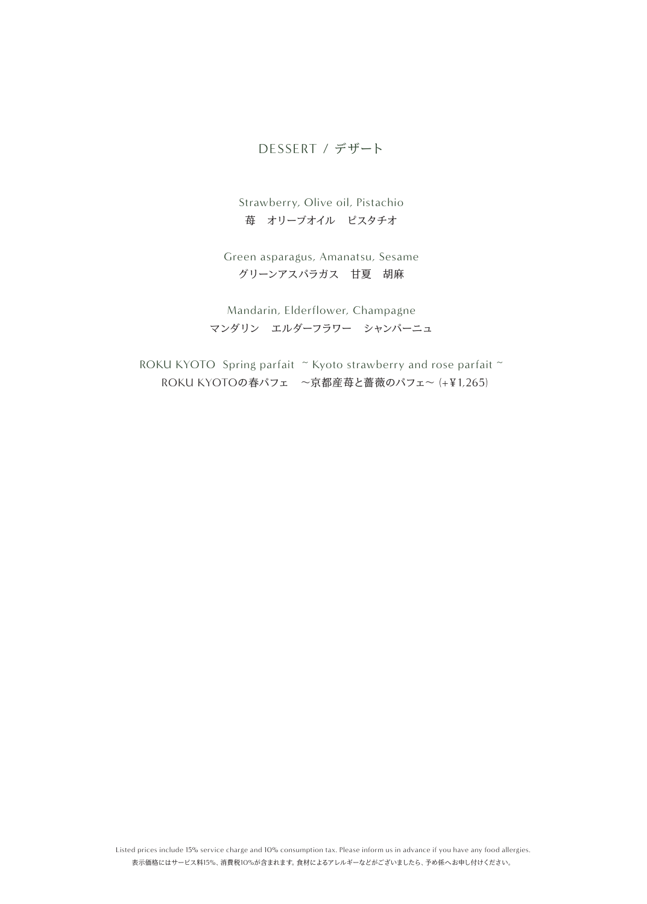# DESSERT / デザート

Strawberry, Olive oil, Pistachio
苺　オリーブオイル　ピスタチオ

Green asparagus, Amanatsu, Sesame
グリーンアスパラガス　甘夏　胡麻

Mandarin, Elderflower, Champagne
マンダリン　エルダーフラワー　シャンパーニュ

ROKU KYOTO Spring parfait ~ Kyoto strawberry and rose parfait ~
ROKU KYOTOの春パフェ　～京都産苺と薔薇のパフェ～ (+¥1,265)

Listed prices include 15% service charge and 10% consumption tax. Please inform us in advance if you have any food allergies.
表示価格にはサービス料15%、消費税10%が含まれます。食材によるアレルギーなどがございましたら、予め係へお申し付けください。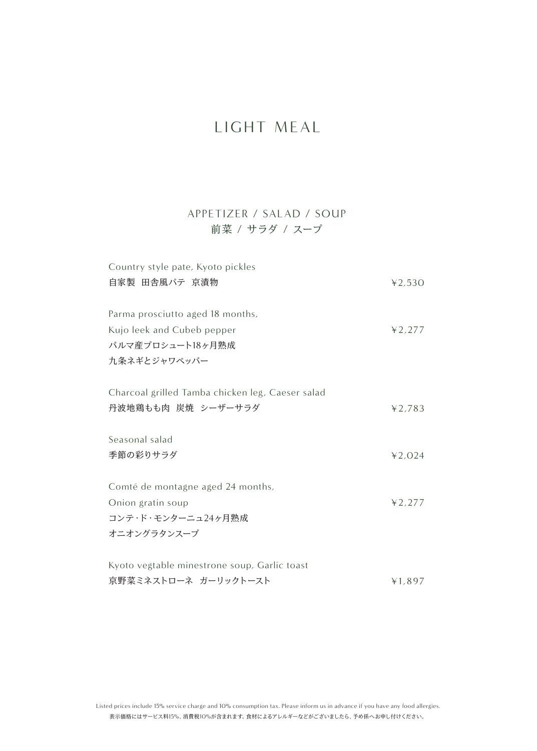# LIGHT MEAL

## APPETIZER / SALAD / SOUP
## 前菜 / サラダ / スープ

Country style pate, Kyoto pickles
自家製　田舎風パテ　京漬物　¥2,530

Parma prosciutto aged 18 months,
Kujo leek and Cubeb pepper　¥2,277
パルマ産プロシュート18ヶ月熟成
九条ネギとジャワペッパー

Charcoal grilled Tamba chicken leg, Caeser salad
丹波地鶏もも肉　炭焼　シーザーサラダ　¥2,783

Seasonal salad
季節の彩りサラダ　¥2,024

Comté de montagne aged 24 months,
Onion gratin soup　¥2,277
コンテ・ド・モンターニュ24ヶ月熟成
オニオングラタンスープ

Kyoto vegtable minestrone soup, Garlic toast
京野菜ミネストローネ　ガーリックトースト　¥1,897

Listed prices include 15% service charge and 10% consumption tax. Please inform us in advance if you have any food allergies.
表示価格にはサービス料15%、消費税10%が含まれます。食材によるアレルギーなどがございましたら、予め係へお申し付けください。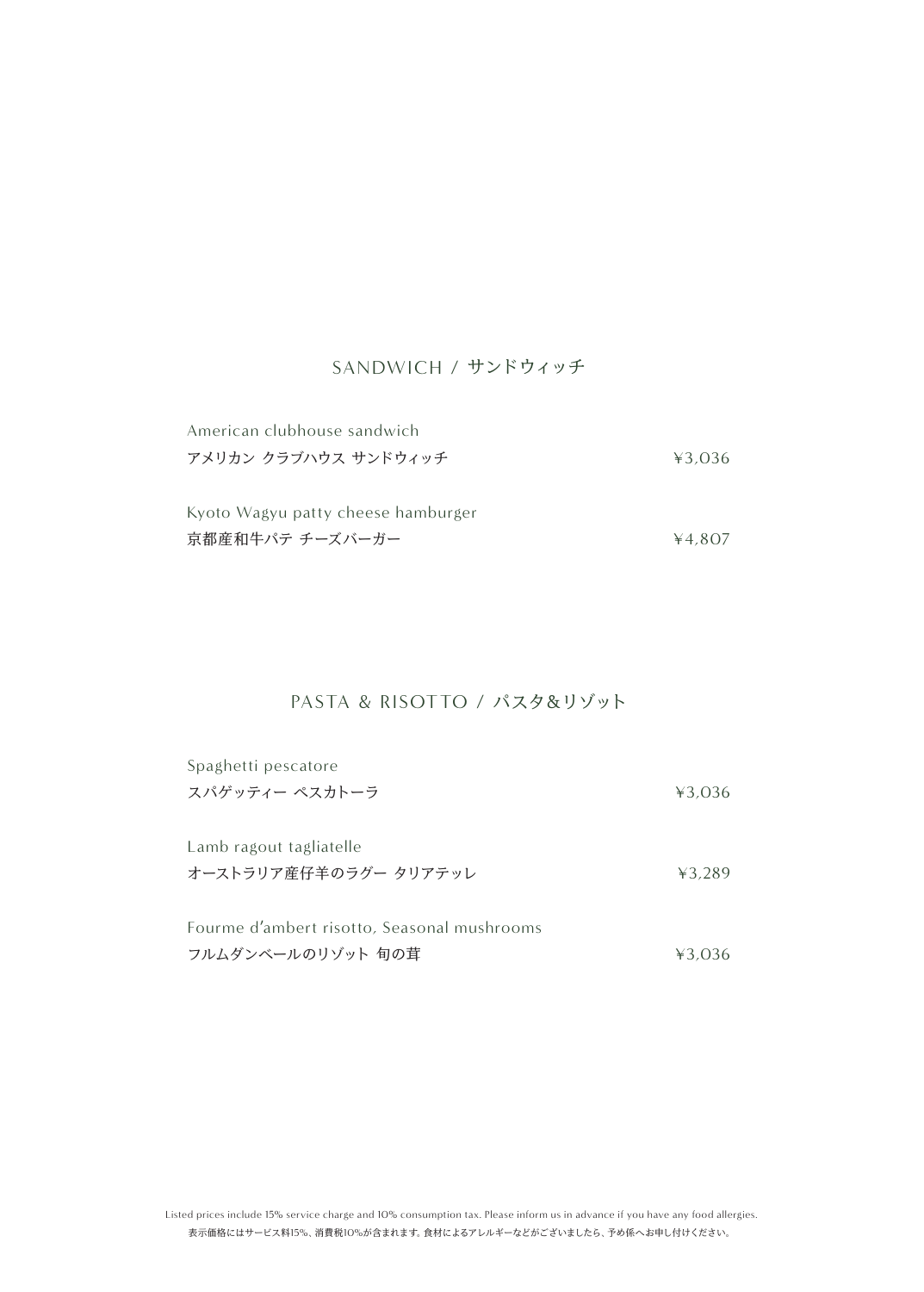## SANDWICH / サンドウィッチ

American clubhouse sandwich
アメリカン クラブハウス サンドウィッチ ¥3,036

Kyoto Wagyu patty cheese hamburger
京都産和牛パテ チーズバーガー ¥4,807

## PASTA & RISOTTO / パスタ&リゾット

Spaghetti pescatore
スパゲッティー ペスカトーラ ¥3,036

Lamb ragout tagliatelle
オーストラリア産仔羊のラグー タリアテッレ ¥3,289

Fourme d'ambert risotto, Seasonal mushrooms
フルムダンベールのリゾット 旬の茸 ¥3,036

Listed prices include 15% service charge and 10% consumption tax. Please inform us in advance if you have any food allergies.
表示価格にはサービス料15%、消費税10%が含まれます。食材によるアレルギーなどがございましたら、予め係へお申し付けください。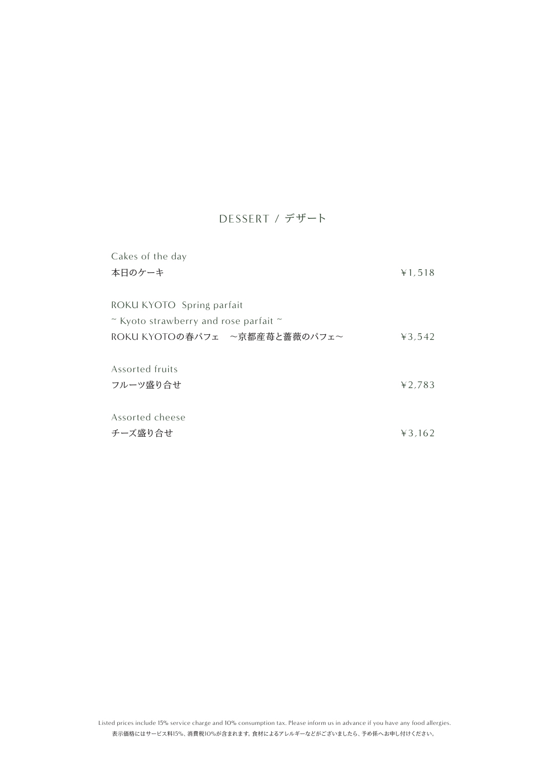## DESSERT / デザート

Cakes of the day
本日のケーキ ¥1,518

ROKU KYOTO  Spring parfait
~ Kyoto strawberry and rose parfait ~
ROKU KYOTOの春パフェ　～京都産苺と薔薇のパフェ～ ¥3,542

Assorted fruits
フルーツ盛り合せ ¥2,783

Assorted cheese
チーズ盛り合せ ¥3,162

Listed prices include 15% service charge and 10% consumption tax. Please inform us in advance if you have any food allergies.
表示価格にはサービス料15%、消費税10%が含まれます。食材によるアレルギーなどがございましたら、予め係へお申し付けください。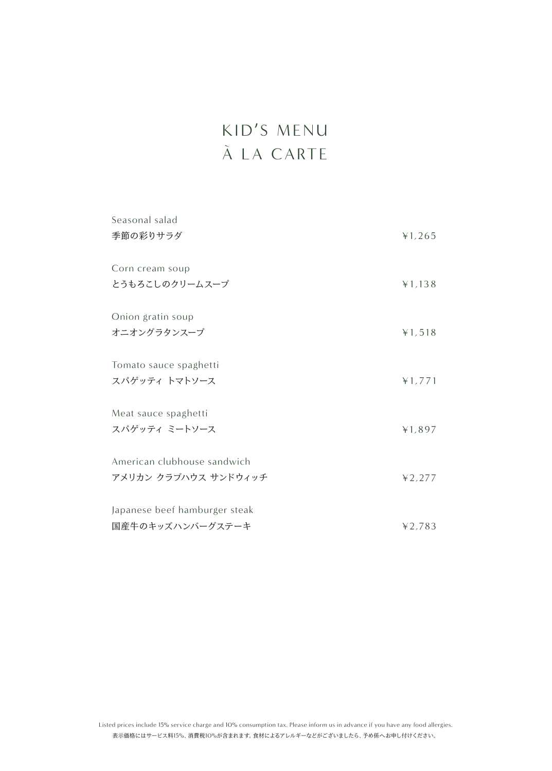# KID'S MENU
# À LA CARTE

| | |
|---|---|
| Seasonal salad<br>季節の彩りサラダ | ¥1,265 |
| Corn cream soup<br>とうもろこしのクリームスープ | ¥1,138 |
| Onion gratin soup<br>オニオングラタンスープ | ¥1,518 |
| Tomato sauce spaghetti<br>スパゲッティ トマトソース | ¥1,771 |
| Meat sauce spaghetti<br>スパゲッティ ミートソース | ¥1,897 |
| American clubhouse sandwich<br>アメリカン クラブハウス サンドウィッチ | ¥2,277 |
| Japanese beef hamburger steak<br>国産牛のキッズハンバーグステーキ | ¥2,783 |

Listed prices include 15% service charge and 10% consumption tax. Please inform us in advance if you have any food allergies.

表示価格にはサービス料15%、消費税10%が含まれます。食材によるアレルギーなどがございましたら、予め係へお申し付けください。